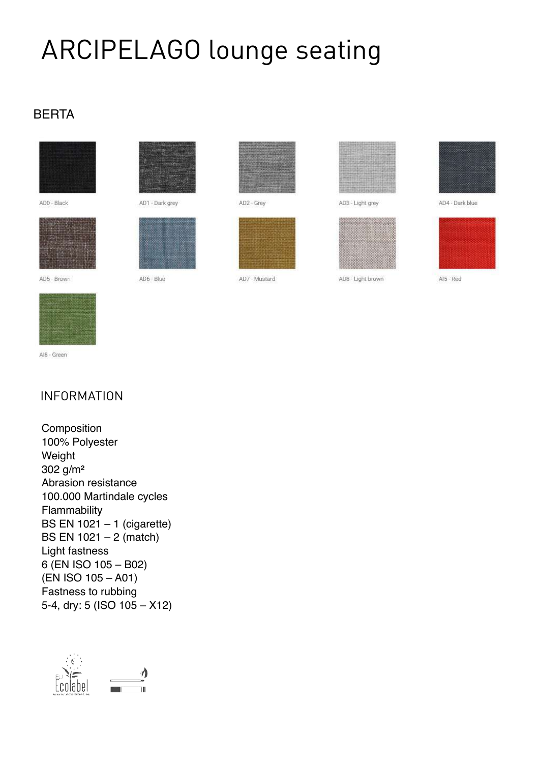# ARCIPELAGO lounge seating

## BERTA

AD0 - Black

AD1 - Dark grey

AD2 - Grey

AD3 - Light grey

AD4 - Dark blue

AD5 - Brown

AD6 - Blue

AD7 - Mustard

AD8 - Light brown

AI5 - Red

AI8 - Green

## INFORMATION

Composition
100% Polyester
Weight
302 g/m²
Abrasion resistance
100.000 Martindale cycles
Flammability
BS EN 1021 – 1 (cigarette)
BS EN 1021 – 2 (match)
Light fastness
6 (EN ISO 105 – B02)
(EN ISO 105 – A01)
Fastness to rubbing
5-4, dry: 5 (ISO 105 – X12)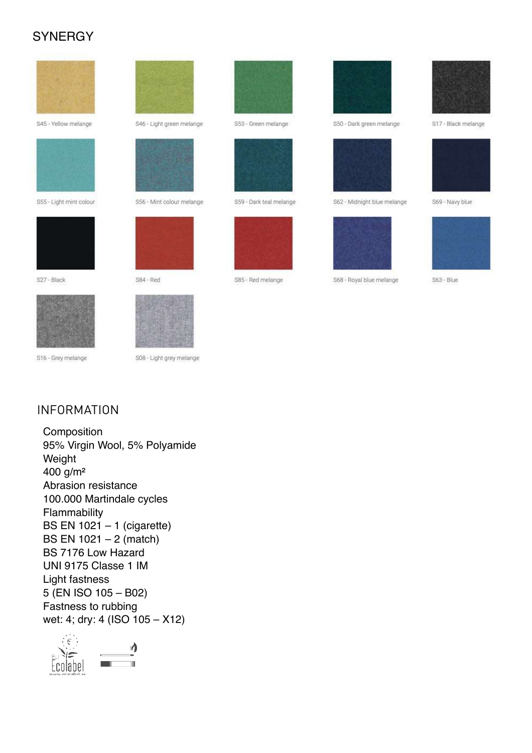## SYNERGY

S45 - Yellow melange

S46 - Light green melange

S53 - Green melange

S50 - Dark green melange

S17 - Black melange

S55 - Light mint colour

S56 - Mint colour melange

S59 - Dark teal melange

S62 - Midnight blue melange

S69 - Navy blue

S27 - Black

S84 - Red

S85 - Red melange

S68 - Royal blue melange

S63 - Blue

S16 - Grey melange

S08 - Light grey melange

## INFORMATION

Composition
95% Virgin Wool, 5% Polyamide
Weight
400 g/m²
Abrasion resistance
100.000 Martindale cycles
Flammability
BS EN 1021 – 1 (cigarette)
BS EN 1021 – 2 (match)
BS 7176 Low Hazard
UNI 9175 Classe 1 IM
Light fastness
5 (EN ISO 105 – B02)
Fastness to rubbing
wet: 4; dry: 4 (ISO 105 – X12)

EU Ecolabel
www.ecolabel.eu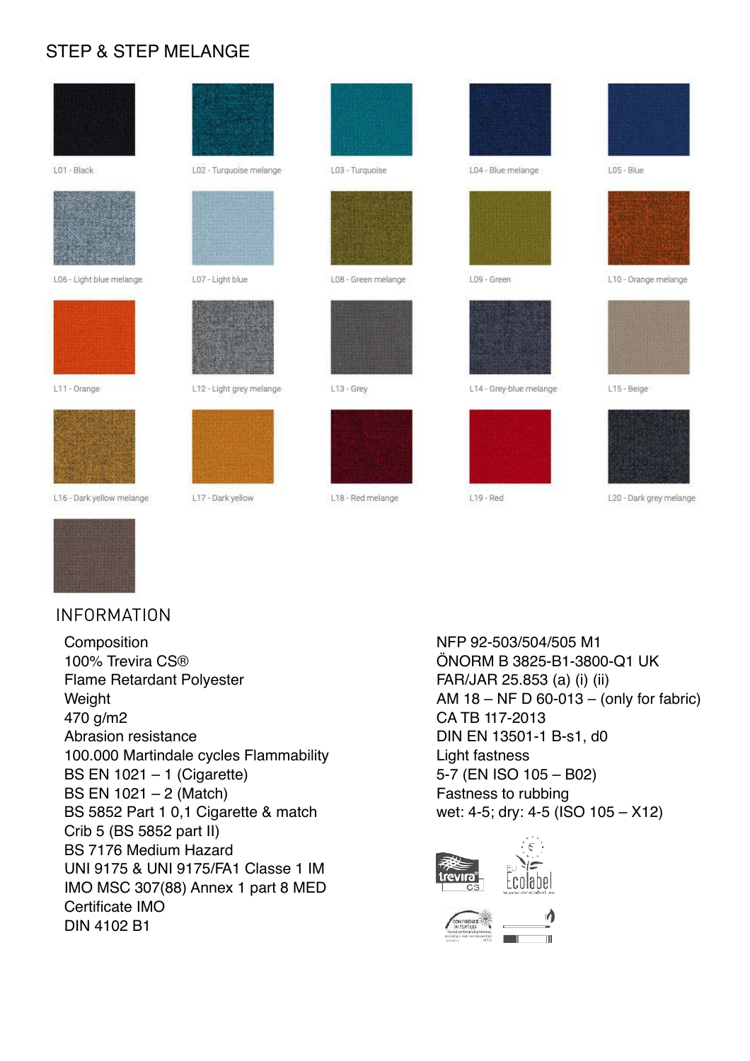# STEP & STEP MELANGE

L01 - Black

L02 - Turquoise melange

L03 - Turquoise

L04 - Blue melange

L05 - Blue

L06 - Light blue melange

L07 - Light blue

L08 - Green melange

L09 - Green

L10 - Orange melange

L11 - Orange

L12 - Light grey melange

L13 - Grey

L14 - Grey-blue melange

L15 - Beige

L16 - Dark yellow melange

L17 - Dark yellow

L18 - Red melange

L19 - Red

L20 - Dark grey melange

## INFORMATION

Composition
100% Trevira CS®
Flame Retardant Polyester
Weight
470 g/m2
Abrasion resistance
100.000 Martindale cycles Flammability
BS EN 1021 – 1 (Cigarette)
BS EN 1021 – 2 (Match)
BS 5852 Part 1 0,1 Cigarette & match
Crib 5 (BS 5852 part II)
BS 7176 Medium Hazard
UNI 9175 & UNI 9175/FA1 Classe 1 IM
IMO MSC 307(88) Annex 1 part 8 MED
Certificate IMO
DIN 4102 B1

NFP 92-503/504/505 M1
ÖNORM B 3825-B1-3800-Q1 UK
FAR/JAR 25.853 (a) (i) (ii)
AM 18 – NF D 60-013 – (only for fabric)
CA TB 117-2013
DIN EN 13501-1 B-s1, d0
Light fastness
5-7 (EN ISO 105 – B02)
Fastness to rubbing
wet: 4-5; dry: 4-5 (ISO 105 – X12)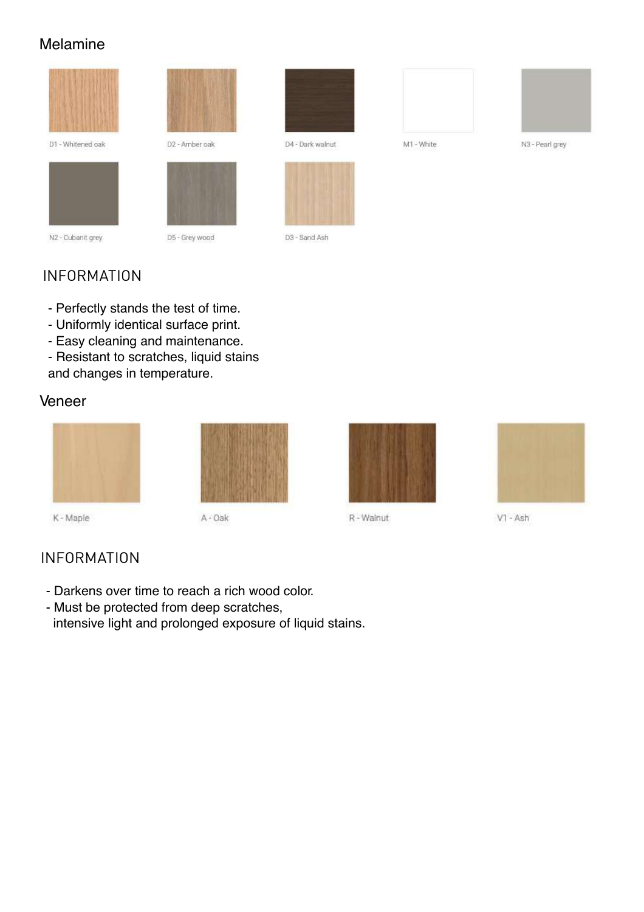## Melamine

D1 - Whitened oak

D2 - Amber oak

D4 - Dark walnut

M1 - White

N3 - Pearl grey

N2 - Cubanit grey

D5 - Grey wood

D3 - Sand Ash

### INFORMATION

- Perfectly stands the test of time.
- Uniformly identical surface print.
- Easy cleaning and maintenance.
- Resistant to scratches, liquid stains and changes in temperature.

## Veneer

K - Maple

A - Oak

R - Walnut

V1 - Ash

### INFORMATION

- Darkens over time to reach a rich wood color.
- Must be protected from deep scratches, intensive light and prolonged exposure of liquid stains.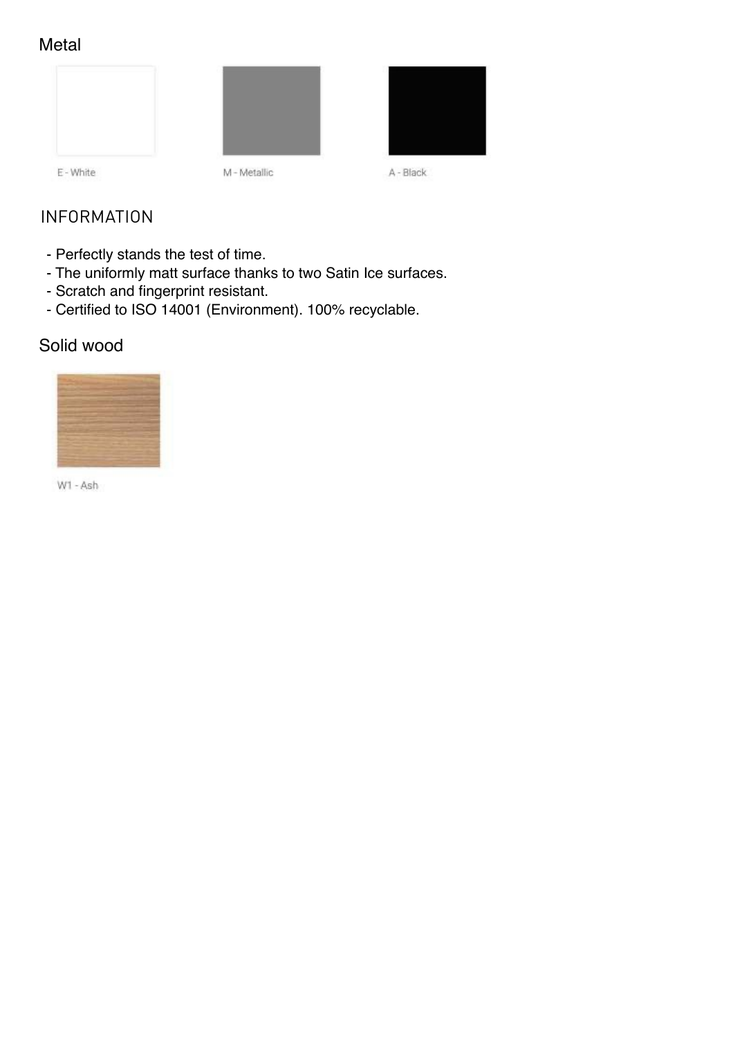## Metal

E - White

M - Metallic

A - Black

## INFORMATION

- Perfectly stands the test of time.
- The uniformly matt surface thanks to two Satin Ice surfaces.
- Scratch and fingerprint resistant.
- Certified to ISO 14001 (Environment). 100% recyclable.

## Solid wood

W1 - Ash